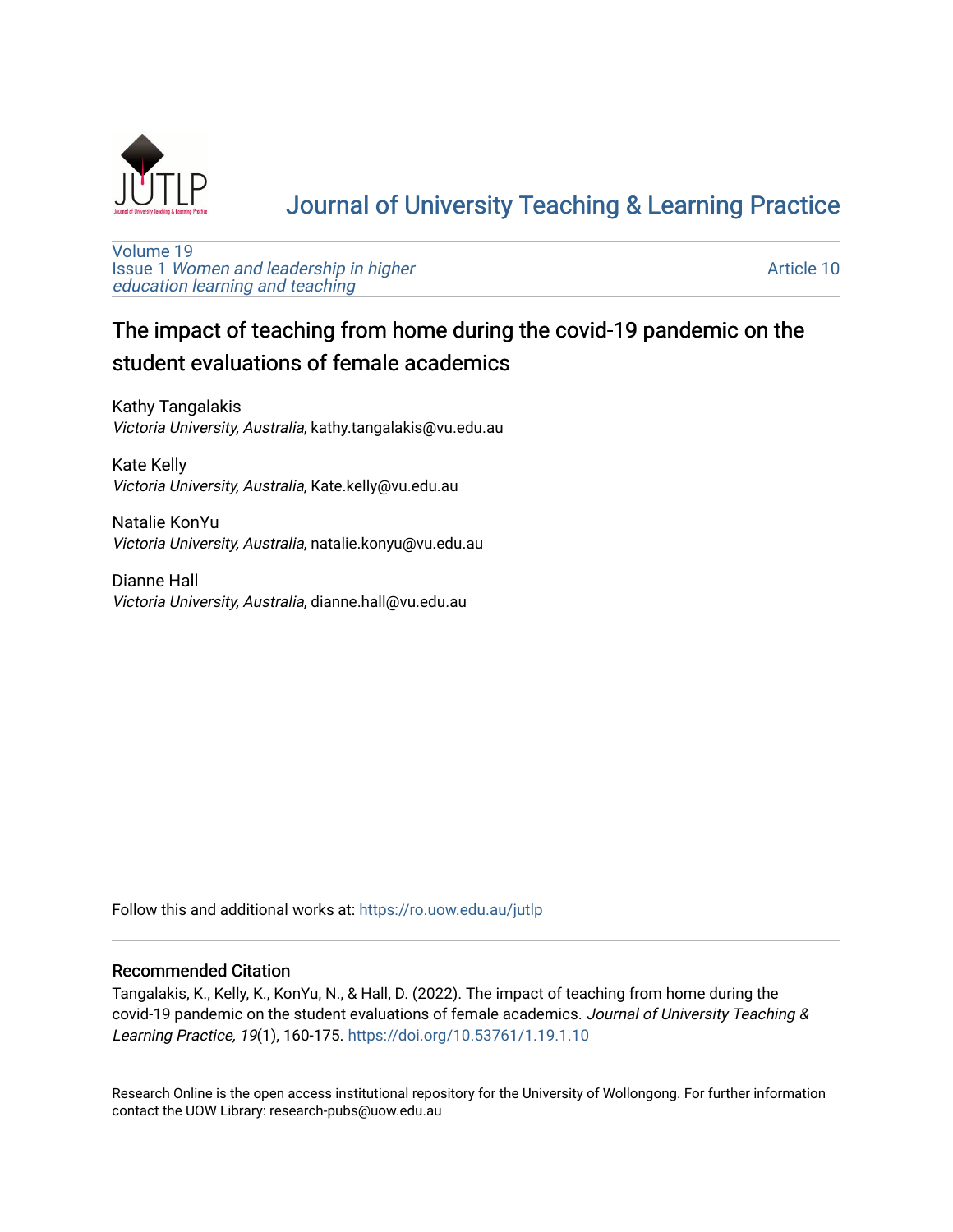# Journal of University Teaching & Learning Practice

Volume 19
Issue 1 *Women and leadership in higher education learning and teaching*

Article 10

## The impact of teaching from home during the covid-19 pandemic on the student evaluations of female academics

Kathy Tangalakis
*Victoria University, Australia*, kathy.tangalakis@vu.edu.au

Kate Kelly
*Victoria University, Australia*, Kate.kelly@vu.edu.au

Natalie KonYu
*Victoria University, Australia*, natalie.konyu@vu.edu.au

Dianne Hall
*Victoria University, Australia*, dianne.hall@vu.edu.au

Follow this and additional works at: https://ro.uow.edu.au/jutlp

### Recommended Citation

Tangalakis, K., Kelly, K., KonYu, N., & Hall, D. (2022). The impact of teaching from home during the covid-19 pandemic on the student evaluations of female academics. *Journal of University Teaching & Learning Practice, 19*(1), 160-175. https://doi.org/10.53761/1.19.1.10

Research Online is the open access institutional repository for the University of Wollongong. For further information contact the UOW Library: research-pubs@uow.edu.au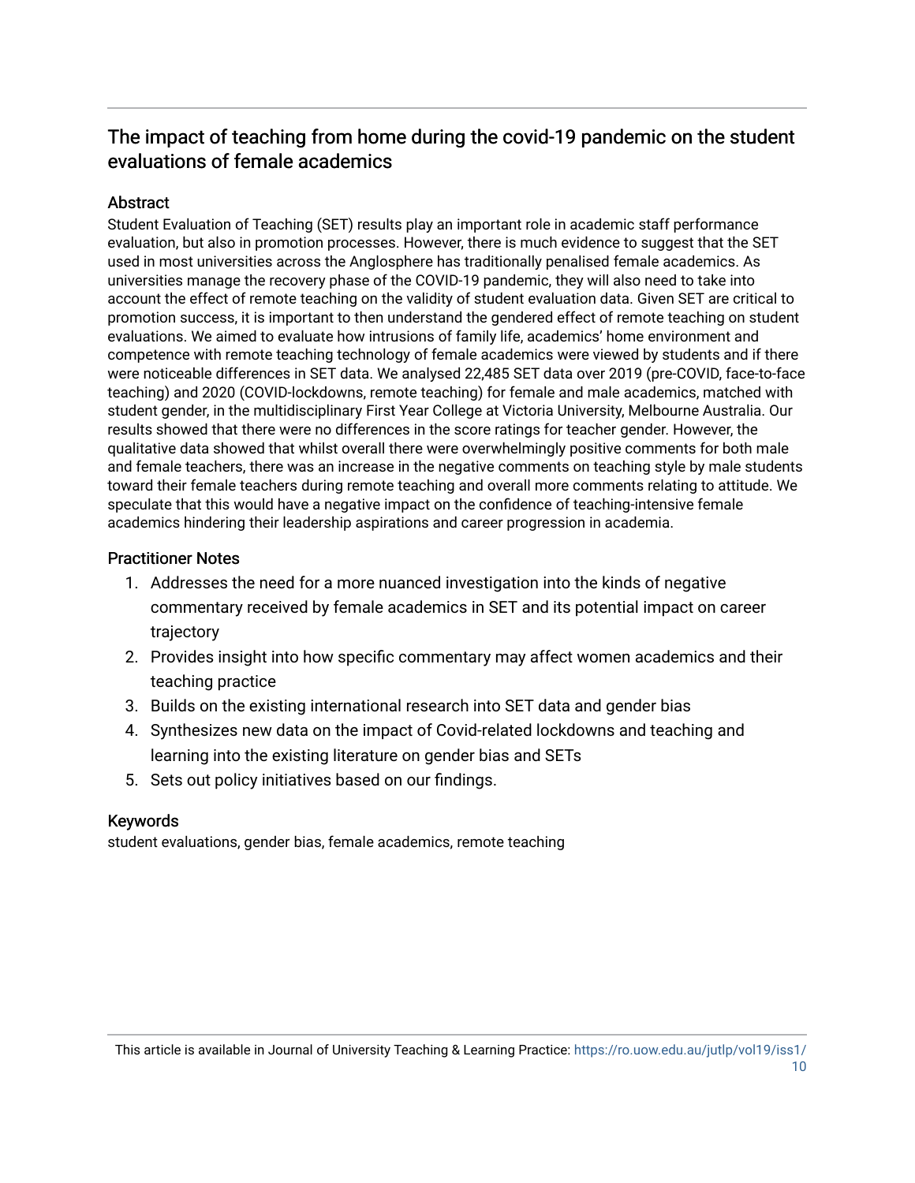## The impact of teaching from home during the covid-19 pandemic on the student evaluations of female academics

### Abstract

Student Evaluation of Teaching (SET) results play an important role in academic staff performance evaluation, but also in promotion processes. However, there is much evidence to suggest that the SET used in most universities across the Anglosphere has traditionally penalised female academics. As universities manage the recovery phase of the COVID-19 pandemic, they will also need to take into account the effect of remote teaching on the validity of student evaluation data. Given SET are critical to promotion success, it is important to then understand the gendered effect of remote teaching on student evaluations. We aimed to evaluate how intrusions of family life, academics' home environment and competence with remote teaching technology of female academics were viewed by students and if there were noticeable differences in SET data. We analysed 22,485 SET data over 2019 (pre-COVID, face-to-face teaching) and 2020 (COVID-lockdowns, remote teaching) for female and male academics, matched with student gender, in the multidisciplinary First Year College at Victoria University, Melbourne Australia. Our results showed that there were no differences in the score ratings for teacher gender. However, the qualitative data showed that whilst overall there were overwhelmingly positive comments for both male and female teachers, there was an increase in the negative comments on teaching style by male students toward their female teachers during remote teaching and overall more comments relating to attitude. We speculate that this would have a negative impact on the confidence of teaching-intensive female academics hindering their leadership aspirations and career progression in academia.

### Practitioner Notes

1. Addresses the need for a more nuanced investigation into the kinds of negative commentary received by female academics in SET and its potential impact on career trajectory
2. Provides insight into how specific commentary may affect women academics and their teaching practice
3. Builds on the existing international research into SET data and gender bias
4. Synthesizes new data on the impact of Covid-related lockdowns and teaching and learning into the existing literature on gender bias and SETs
5. Sets out policy initiatives based on our findings.

### Keywords

student evaluations, gender bias, female academics, remote teaching

This article is available in Journal of University Teaching & Learning Practice: https://ro.uow.edu.au/jutlp/vol19/iss1/10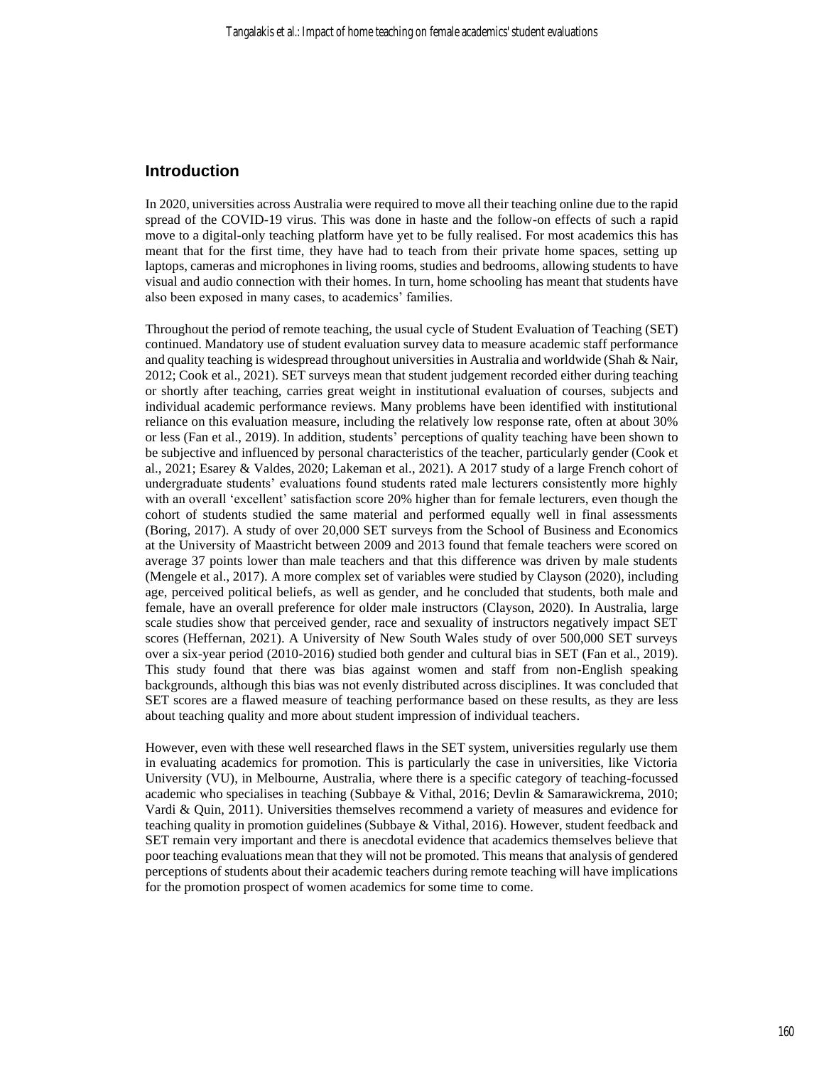## Introduction

In 2020, universities across Australia were required to move all their teaching online due to the rapid spread of the COVID-19 virus. This was done in haste and the follow-on effects of such a rapid move to a digital-only teaching platform have yet to be fully realised. For most academics this has meant that for the first time, they have had to teach from their private home spaces, setting up laptops, cameras and microphones in living rooms, studies and bedrooms, allowing students to have visual and audio connection with their homes. In turn, home schooling has meant that students have also been exposed in many cases, to academics' families.

Throughout the period of remote teaching, the usual cycle of Student Evaluation of Teaching (SET) continued. Mandatory use of student evaluation survey data to measure academic staff performance and quality teaching is widespread throughout universities in Australia and worldwide (Shah & Nair, 2012; Cook et al., 2021). SET surveys mean that student judgement recorded either during teaching or shortly after teaching, carries great weight in institutional evaluation of courses, subjects and individual academic performance reviews. Many problems have been identified with institutional reliance on this evaluation measure, including the relatively low response rate, often at about 30% or less (Fan et al., 2019). In addition, students' perceptions of quality teaching have been shown to be subjective and influenced by personal characteristics of the teacher, particularly gender (Cook et al., 2021; Esarey & Valdes, 2020; Lakeman et al., 2021). A 2017 study of a large French cohort of undergraduate students' evaluations found students rated male lecturers consistently more highly with an overall 'excellent' satisfaction score 20% higher than for female lecturers, even though the cohort of students studied the same material and performed equally well in final assessments (Boring, 2017). A study of over 20,000 SET surveys from the School of Business and Economics at the University of Maastricht between 2009 and 2013 found that female teachers were scored on average 37 points lower than male teachers and that this difference was driven by male students (Mengele et al., 2017). A more complex set of variables were studied by Clayson (2020), including age, perceived political beliefs, as well as gender, and he concluded that students, both male and female, have an overall preference for older male instructors (Clayson, 2020). In Australia, large scale studies show that perceived gender, race and sexuality of instructors negatively impact SET scores (Heffernan, 2021). A University of New South Wales study of over 500,000 SET surveys over a six-year period (2010-2016) studied both gender and cultural bias in SET (Fan et al., 2019). This study found that there was bias against women and staff from non-English speaking backgrounds, although this bias was not evenly distributed across disciplines. It was concluded that SET scores are a flawed measure of teaching performance based on these results, as they are less about teaching quality and more about student impression of individual teachers.

However, even with these well researched flaws in the SET system, universities regularly use them in evaluating academics for promotion. This is particularly the case in universities, like Victoria University (VU), in Melbourne, Australia, where there is a specific category of teaching-focussed academic who specialises in teaching (Subbaye & Vithal, 2016; Devlin & Samarawickrema, 2010; Vardi & Quin, 2011). Universities themselves recommend a variety of measures and evidence for teaching quality in promotion guidelines (Subbaye & Vithal, 2016). However, student feedback and SET remain very important and there is anecdotal evidence that academics themselves believe that poor teaching evaluations mean that they will not be promoted. This means that analysis of gendered perceptions of students about their academic teachers during remote teaching will have implications for the promotion prospect of women academics for some time to come.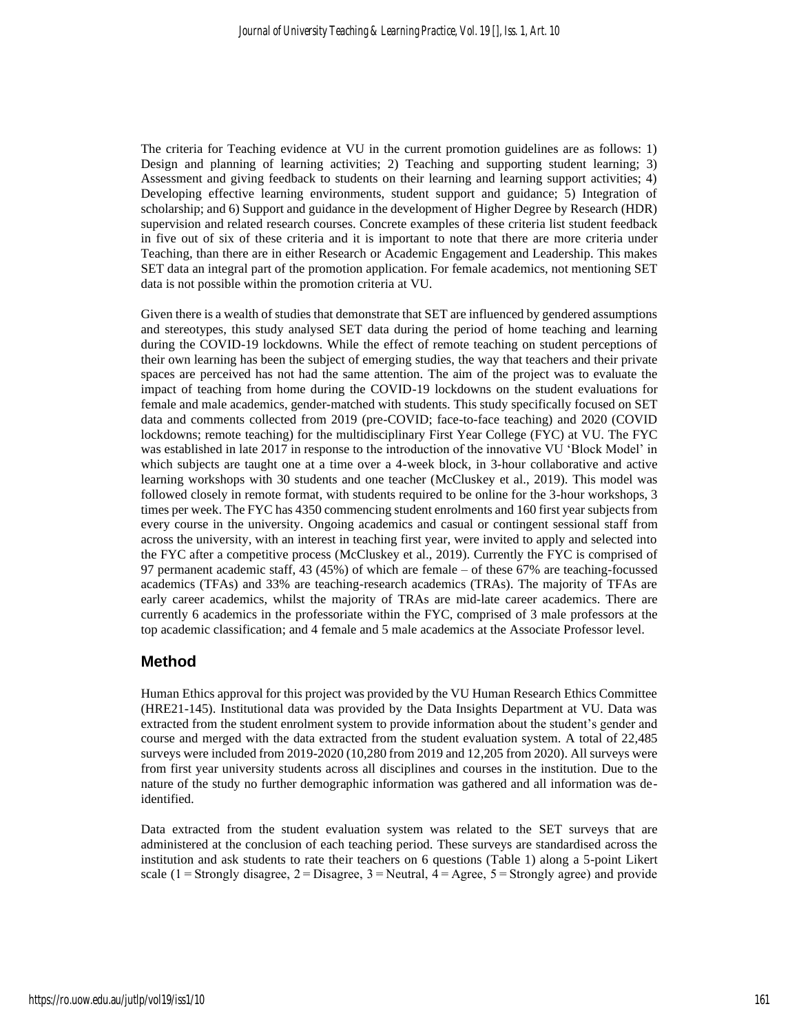The criteria for Teaching evidence at VU in the current promotion guidelines are as follows: 1) Design and planning of learning activities; 2) Teaching and supporting student learning; 3) Assessment and giving feedback to students on their learning and learning support activities; 4) Developing effective learning environments, student support and guidance; 5) Integration of scholarship; and 6) Support and guidance in the development of Higher Degree by Research (HDR) supervision and related research courses. Concrete examples of these criteria list student feedback in five out of six of these criteria and it is important to note that there are more criteria under Teaching, than there are in either Research or Academic Engagement and Leadership. This makes SET data an integral part of the promotion application. For female academics, not mentioning SET data is not possible within the promotion criteria at VU.

Given there is a wealth of studies that demonstrate that SET are influenced by gendered assumptions and stereotypes, this study analysed SET data during the period of home teaching and learning during the COVID-19 lockdowns. While the effect of remote teaching on student perceptions of their own learning has been the subject of emerging studies, the way that teachers and their private spaces are perceived has not had the same attention. The aim of the project was to evaluate the impact of teaching from home during the COVID-19 lockdowns on the student evaluations for female and male academics, gender-matched with students. This study specifically focused on SET data and comments collected from 2019 (pre-COVID; face-to-face teaching) and 2020 (COVID lockdowns; remote teaching) for the multidisciplinary First Year College (FYC) at VU. The FYC was established in late 2017 in response to the introduction of the innovative VU 'Block Model' in which subjects are taught one at a time over a 4-week block, in 3-hour collaborative and active learning workshops with 30 students and one teacher (McCluskey et al., 2019). This model was followed closely in remote format, with students required to be online for the 3-hour workshops, 3 times per week. The FYC has 4350 commencing student enrolments and 160 first year subjects from every course in the university. Ongoing academics and casual or contingent sessional staff from across the university, with an interest in teaching first year, were invited to apply and selected into the FYC after a competitive process (McCluskey et al., 2019). Currently the FYC is comprised of 97 permanent academic staff, 43 (45%) of which are female – of these 67% are teaching-focussed academics (TFAs) and 33% are teaching-research academics (TRAs). The majority of TFAs are early career academics, whilst the majority of TRAs are mid-late career academics. There are currently 6 academics in the professoriate within the FYC, comprised of 3 male professors at the top academic classification; and 4 female and 5 male academics at the Associate Professor level.

## Method

Human Ethics approval for this project was provided by the VU Human Research Ethics Committee (HRE21-145). Institutional data was provided by the Data Insights Department at VU. Data was extracted from the student enrolment system to provide information about the student's gender and course and merged with the data extracted from the student evaluation system. A total of 22,485 surveys were included from 2019-2020 (10,280 from 2019 and 12,205 from 2020). All surveys were from first year university students across all disciplines and courses in the institution. Due to the nature of the study no further demographic information was gathered and all information was de-identified.

Data extracted from the student evaluation system was related to the SET surveys that are administered at the conclusion of each teaching period. These surveys are standardised across the institution and ask students to rate their teachers on 6 questions (Table 1) along a 5-point Likert scale (1 = Strongly disagree, 2 = Disagree, 3 = Neutral, 4 = Agree, 5 = Strongly agree) and provide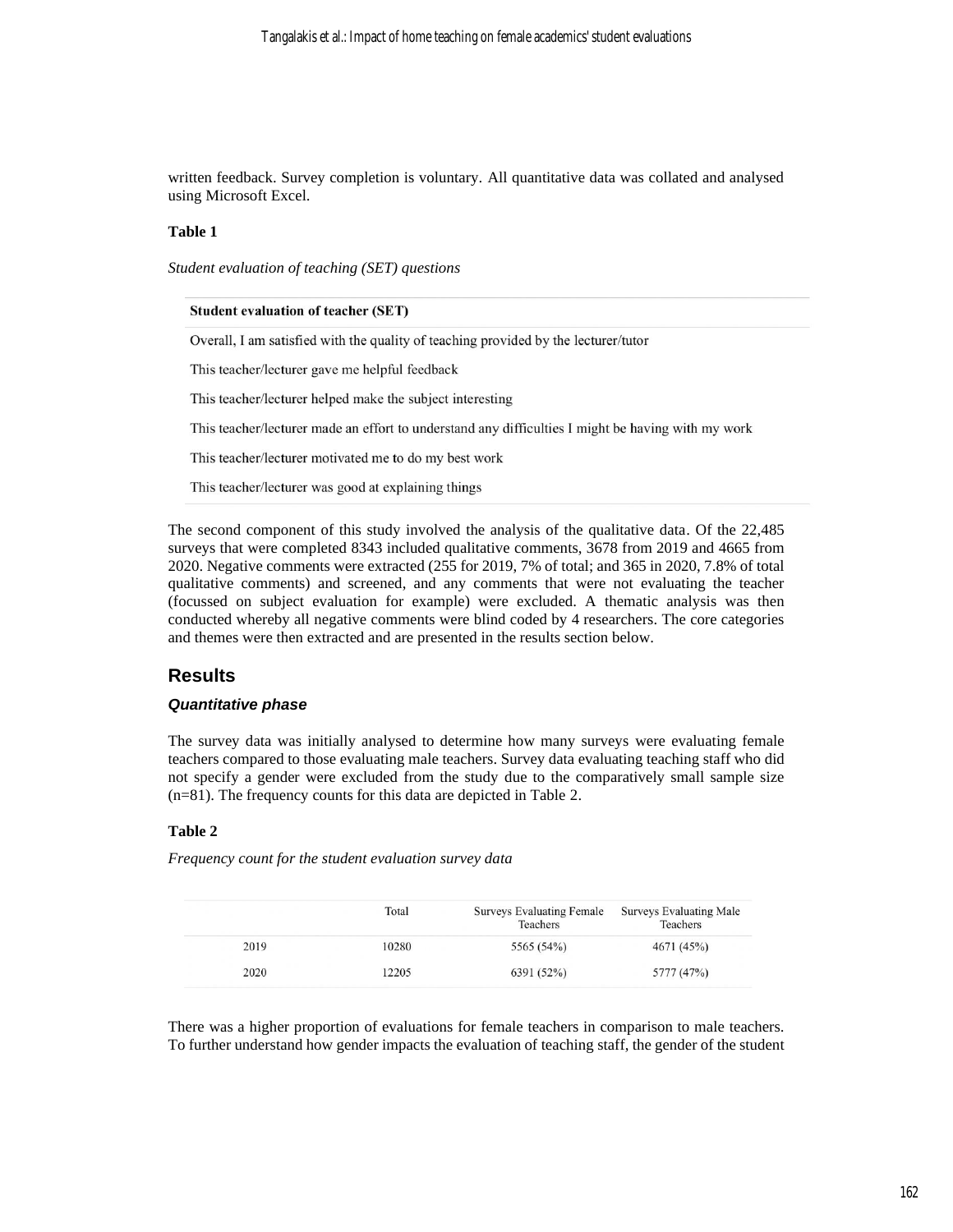written feedback. Survey completion is voluntary. All quantitative data was collated and analysed using Microsoft Excel.

**Table 1**

*Student evaluation of teaching (SET) questions*

| Student evaluation of teacher (SET) |
|---|
| Overall, I am satisfied with the quality of teaching provided by the lecturer/tutor |
| This teacher/lecturer gave me helpful feedback |
| This teacher/lecturer helped make the subject interesting |
| This teacher/lecturer made an effort to understand any difficulties I might be having with my work |
| This teacher/lecturer motivated me to do my best work |
| This teacher/lecturer was good at explaining things |

The second component of this study involved the analysis of the qualitative data. Of the 22,485 surveys that were completed 8343 included qualitative comments, 3678 from 2019 and 4665 from 2020. Negative comments were extracted (255 for 2019, 7% of total; and 365 in 2020, 7.8% of total qualitative comments) and screened, and any comments that were not evaluating the teacher (focussed on subject evaluation for example) were excluded. A thematic analysis was then conducted whereby all negative comments were blind coded by 4 researchers. The core categories and themes were then extracted and are presented in the results section below.

## Results

### *Quantitative phase*

The survey data was initially analysed to determine how many surveys were evaluating female teachers compared to those evaluating male teachers. Survey data evaluating teaching staff who did not specify a gender were excluded from the study due to the comparatively small sample size (n=81). The frequency counts for this data are depicted in Table 2.

**Table 2**

*Frequency count for the student evaluation survey data*

| | Total | Surveys Evaluating Female Teachers | Surveys Evaluating Male Teachers |
|---|---|---|---|
| 2019 | 10280 | 5565 (54%) | 4671 (45%) |
| 2020 | 12205 | 6391 (52%) | 5777 (47%) |

There was a higher proportion of evaluations for female teachers in comparison to male teachers. To further understand how gender impacts the evaluation of teaching staff, the gender of the student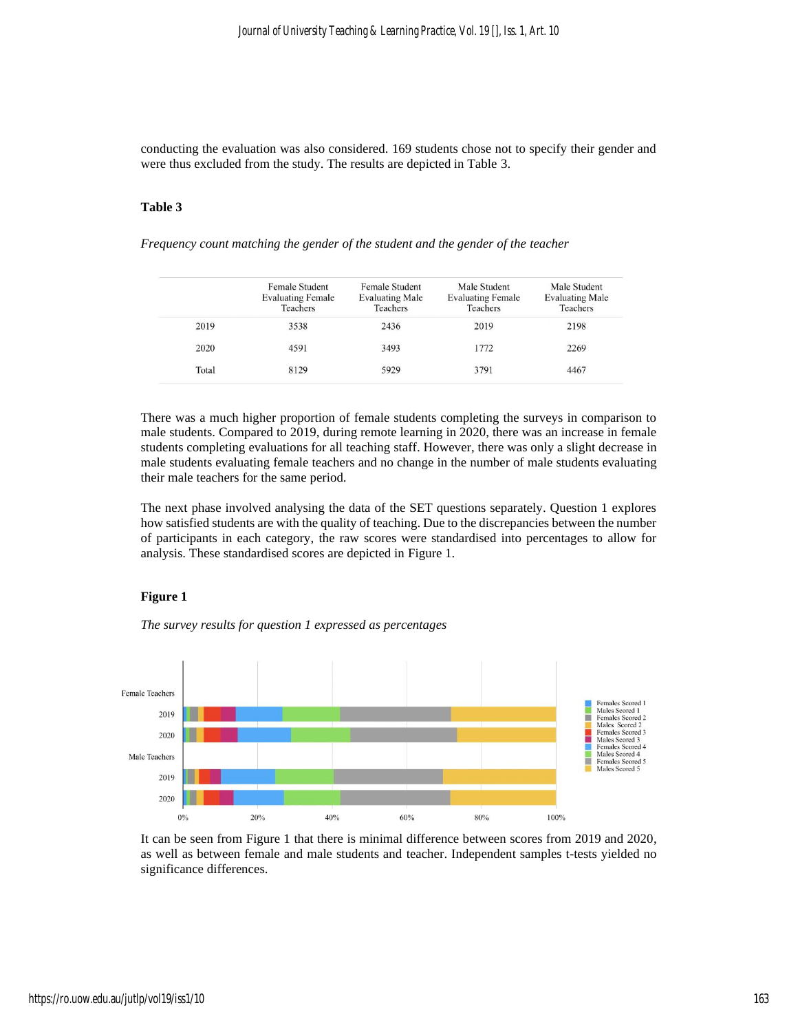conducting the evaluation was also considered. 169 students chose not to specify their gender and were thus excluded from the study. The results are depicted in Table 3.

**Table 3**

*Frequency count matching the gender of the student and the gender of the teacher*

| | Female Student Evaluating Female Teachers | Female Student Evaluating Male Teachers | Male Student Evaluating Female Teachers | Male Student Evaluating Male Teachers |
|---|---|---|---|---|
| 2019 | 3538 | 2436 | 2019 | 2198 |
| 2020 | 4591 | 3493 | 1772 | 2269 |
| Total | 8129 | 5929 | 3791 | 4467 |

There was a much higher proportion of female students completing the surveys in comparison to male students. Compared to 2019, during remote learning in 2020, there was an increase in female students completing evaluations for all teaching staff. However, there was only a slight decrease in male students evaluating female teachers and no change in the number of male students evaluating their male teachers for the same period.

The next phase involved analysing the data of the SET questions separately. Question 1 explores how satisfied students are with the quality of teaching. Due to the discrepancies between the number of participants in each category, the raw scores were standardised into percentages to allow for analysis. These standardised scores are depicted in Figure 1.

**Figure 1**

*The survey results for question 1 expressed as percentages*

It can be seen from Figure 1 that there is minimal difference between scores from 2019 and 2020, as well as between female and male students and teacher. Independent samples t-tests yielded no significance differences.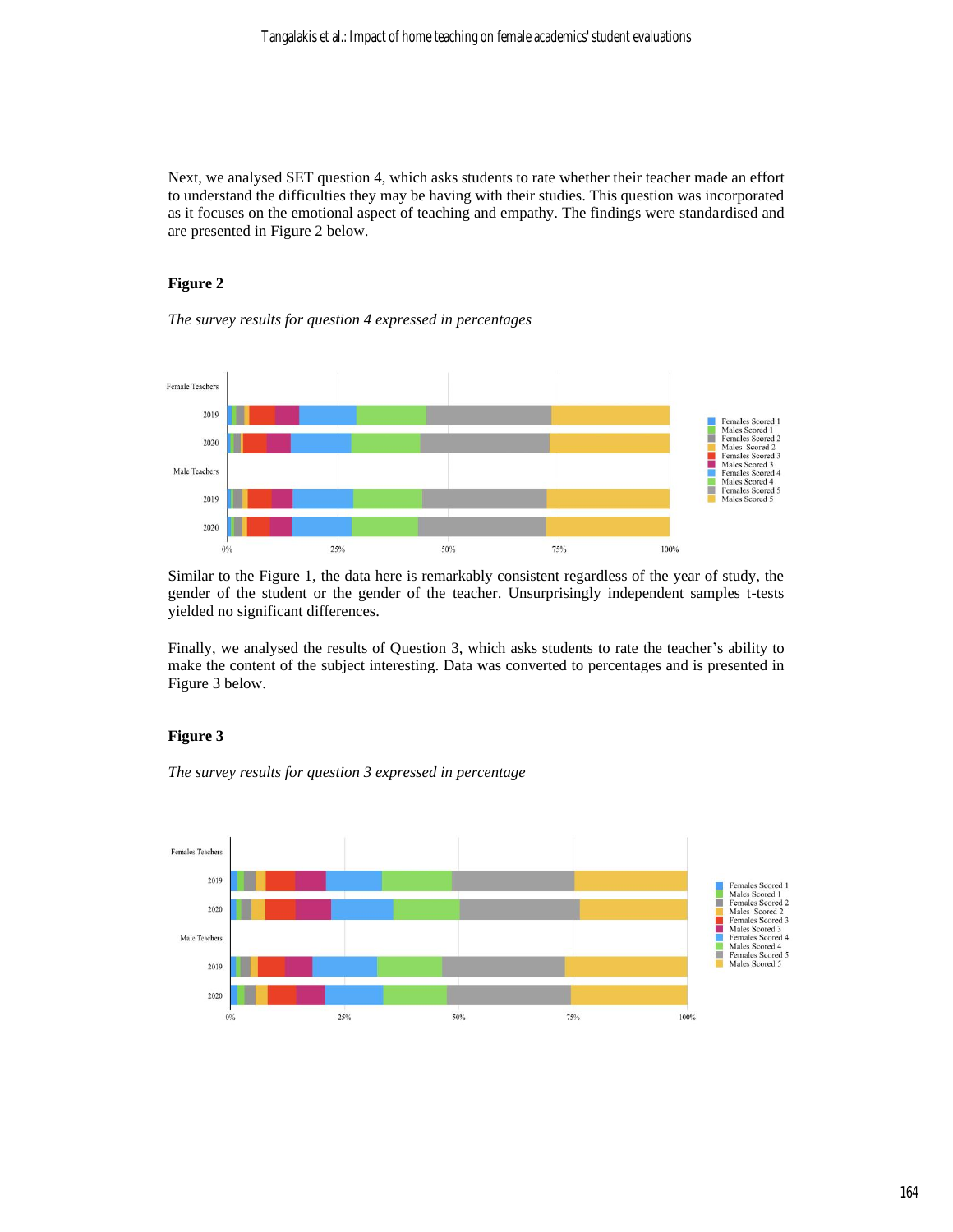Next, we analysed SET question 4, which asks students to rate whether their teacher made an effort to understand the difficulties they may be having with their studies. This question was incorporated as it focuses on the emotional aspect of teaching and empathy. The findings were standardised and are presented in Figure 2 below.

**Figure 2**

*The survey results for question 4 expressed in percentages*

Similar to the Figure 1, the data here is remarkably consistent regardless of the year of study, the gender of the student or the gender of the teacher. Unsurprisingly independent samples t-tests yielded no significant differences.

Finally, we analysed the results of Question 3, which asks students to rate the teacher's ability to make the content of the subject interesting. Data was converted to percentages and is presented in Figure 3 below.

**Figure 3**

*The survey results for question 3 expressed in percentage*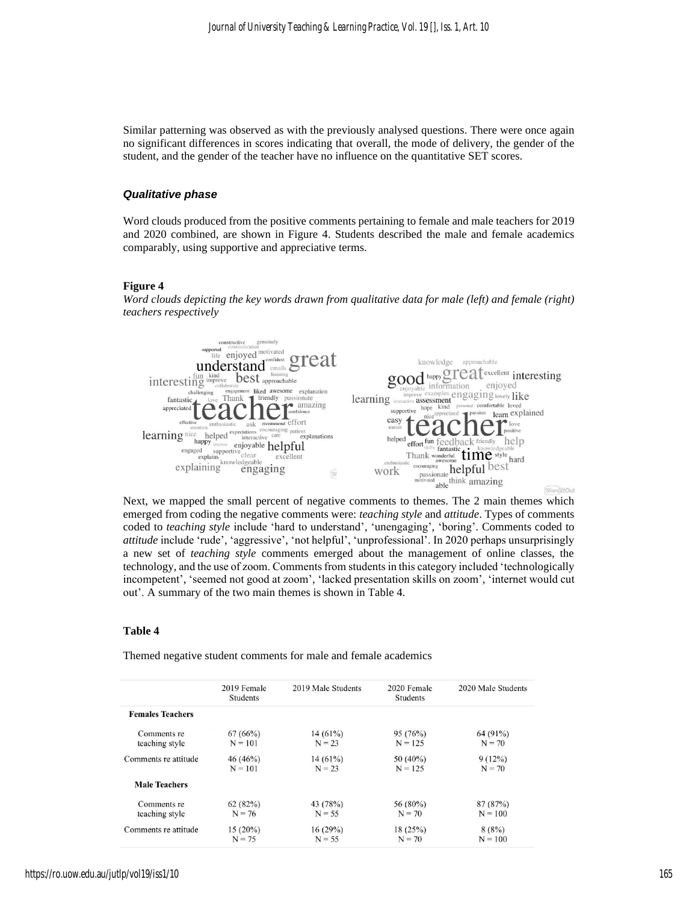Similar patterning was observed as with the previously analysed questions. There were once again no significant differences in scores indicating that overall, the mode of delivery, the gender of the student, and the gender of the teacher have no influence on the quantitative SET scores.

### *Qualitative phase*

Word clouds produced from the positive comments pertaining to female and male teachers for 2019 and 2020 combined, are shown in Figure 4. Students described the male and female academics comparably, using supportive and appreciative terms.

**Figure 4**

*Word clouds depicting the key words drawn from qualitative data for male (left) and female (right) teachers respectively*

Next, we mapped the small percent of negative comments to themes. The 2 main themes which emerged from coding the negative comments were: *teaching style* and *attitude*. Types of comments coded to *teaching style* include 'hard to understand', 'unengaging', 'boring'. Comments coded to *attitude* include 'rude', 'aggressive', 'not helpful', 'unprofessional'. In 2020 perhaps unsurprisingly a new set of *teaching style* comments emerged about the management of online classes, the technology, and the use of zoom. Comments from students in this category included 'technologically incompetent', 'seemed not good at zoom', 'lacked presentation skills on zoom', 'internet would cut out'. A summary of the two main themes is shown in Table 4.

**Table 4**

Themed negative student comments for male and female academics

| | 2019 Female Students | 2019 Male Students | 2020 Female Students | 2020 Male Students |
|---|---|---|---|---|
| **Females Teachers** | | | | |
| Comments re teaching style | 67 (66%) N = 101 | 14 (61%) N = 23 | 95 (76%) N = 125 | 64 (91%) N = 70 |
| Comments re attitude | 46 (46%) N = 101 | 14 (61%) N = 23 | 50 (40%) N = 125 | 9 (12%) N = 70 |
| **Male Teachers** | | | | |
| Comments re teaching style | 62 (82%) N = 76 | 43 (78%) N = 55 | 56 (80%) N = 70 | 87 (87%) N = 100 |
| Comments re attitude | 15 (20%) N = 75 | 16 (29%) N = 55 | 18 (25%) N = 70 | 8 (8%) N = 100 |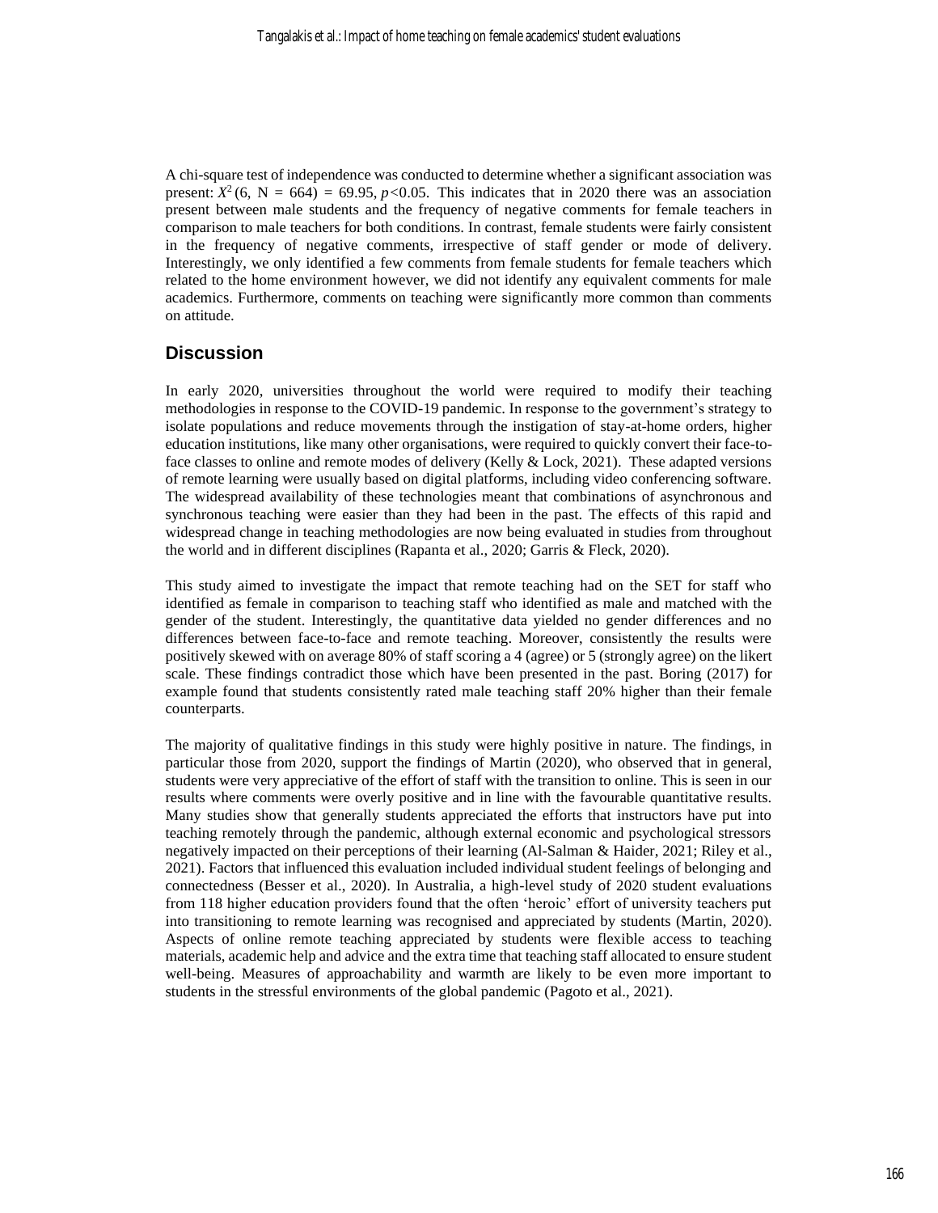A chi-square test of independence was conducted to determine whether a significant association was present: $X^2$ (6, N = 664) = 69.95, $p$<0.05. This indicates that in 2020 there was an association present between male students and the frequency of negative comments for female teachers in comparison to male teachers for both conditions. In contrast, female students were fairly consistent in the frequency of negative comments, irrespective of staff gender or mode of delivery. Interestingly, we only identified a few comments from female students for female teachers which related to the home environment however, we did not identify any equivalent comments for male academics. Furthermore, comments on teaching were significantly more common than comments on attitude.

## Discussion

In early 2020, universities throughout the world were required to modify their teaching methodologies in response to the COVID-19 pandemic. In response to the government's strategy to isolate populations and reduce movements through the instigation of stay-at-home orders, higher education institutions, like many other organisations, were required to quickly convert their face-to-face classes to online and remote modes of delivery (Kelly & Lock, 2021). These adapted versions of remote learning were usually based on digital platforms, including video conferencing software. The widespread availability of these technologies meant that combinations of asynchronous and synchronous teaching were easier than they had been in the past. The effects of this rapid and widespread change in teaching methodologies are now being evaluated in studies from throughout the world and in different disciplines (Rapanta et al., 2020; Garris & Fleck, 2020).

This study aimed to investigate the impact that remote teaching had on the SET for staff who identified as female in comparison to teaching staff who identified as male and matched with the gender of the student. Interestingly, the quantitative data yielded no gender differences and no differences between face-to-face and remote teaching. Moreover, consistently the results were positively skewed with on average 80% of staff scoring a 4 (agree) or 5 (strongly agree) on the likert scale. These findings contradict those which have been presented in the past. Boring (2017) for example found that students consistently rated male teaching staff 20% higher than their female counterparts.

The majority of qualitative findings in this study were highly positive in nature. The findings, in particular those from 2020, support the findings of Martin (2020), who observed that in general, students were very appreciative of the effort of staff with the transition to online. This is seen in our results where comments were overly positive and in line with the favourable quantitative results. Many studies show that generally students appreciated the efforts that instructors have put into teaching remotely through the pandemic, although external economic and psychological stressors negatively impacted on their perceptions of their learning (Al-Salman & Haider, 2021; Riley et al., 2021). Factors that influenced this evaluation included individual student feelings of belonging and connectedness (Besser et al., 2020). In Australia, a high-level study of 2020 student evaluations from 118 higher education providers found that the often 'heroic' effort of university teachers put into transitioning to remote learning was recognised and appreciated by students (Martin, 2020). Aspects of online remote teaching appreciated by students were flexible access to teaching materials, academic help and advice and the extra time that teaching staff allocated to ensure student well-being. Measures of approachability and warmth are likely to be even more important to students in the stressful environments of the global pandemic (Pagoto et al., 2021).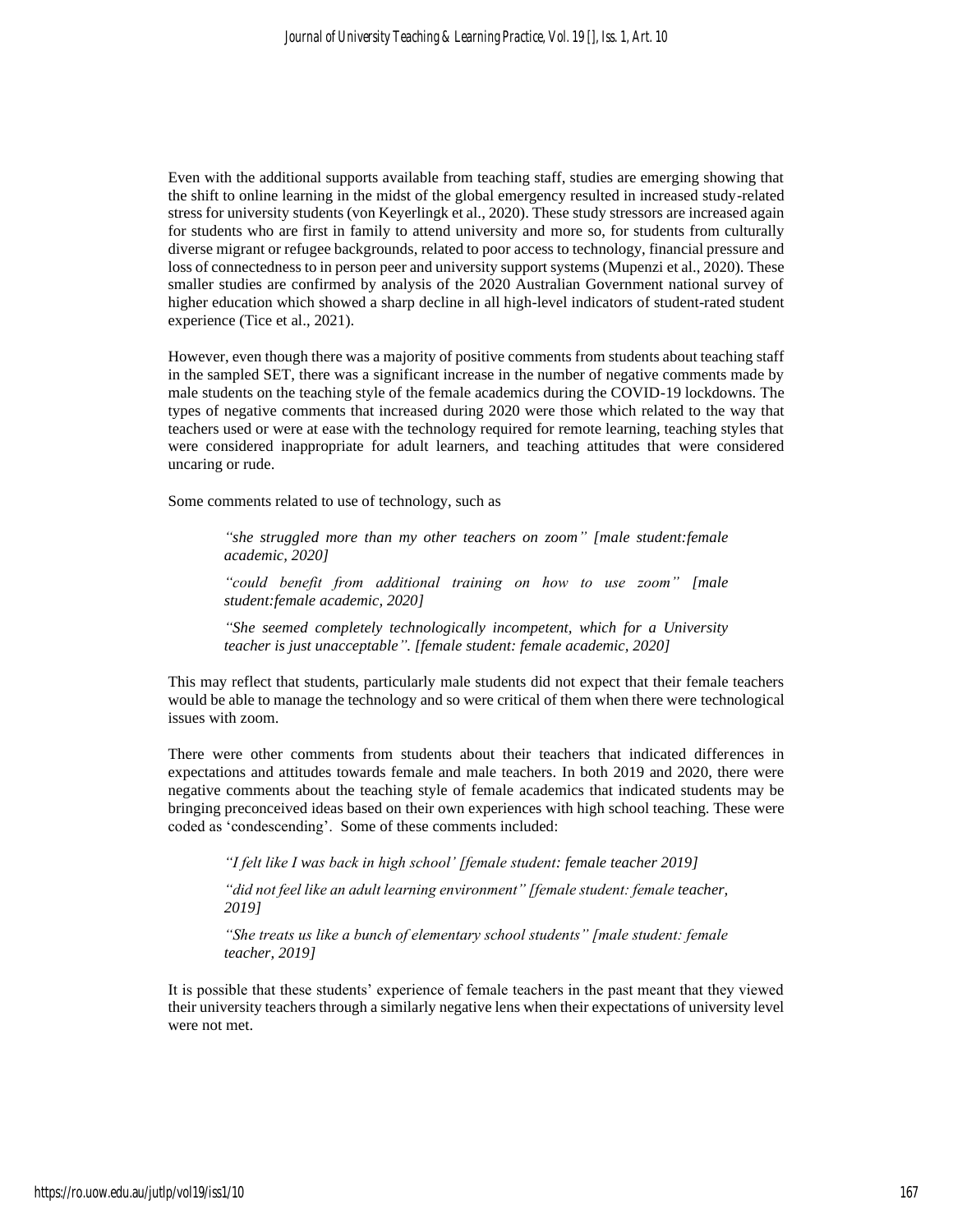Even with the additional supports available from teaching staff, studies are emerging showing that the shift to online learning in the midst of the global emergency resulted in increased study-related stress for university students (von Keyerlingk et al., 2020). These study stressors are increased again for students who are first in family to attend university and more so, for students from culturally diverse migrant or refugee backgrounds, related to poor access to technology, financial pressure and loss of connectedness to in person peer and university support systems (Mupenzi et al., 2020). These smaller studies are confirmed by analysis of the 2020 Australian Government national survey of higher education which showed a sharp decline in all high-level indicators of student-rated student experience (Tice et al., 2021).

However, even though there was a majority of positive comments from students about teaching staff in the sampled SET, there was a significant increase in the number of negative comments made by male students on the teaching style of the female academics during the COVID-19 lockdowns. The types of negative comments that increased during 2020 were those which related to the way that teachers used or were at ease with the technology required for remote learning, teaching styles that were considered inappropriate for adult learners, and teaching attitudes that were considered uncaring or rude.

Some comments related to use of technology, such as

> *"she struggled more than my other teachers on zoom" [male student:female academic, 2020]*
>
> *"could benefit from additional training on how to use zoom" [male student:female academic, 2020]*
>
> *"She seemed completely technologically incompetent, which for a University teacher is just unacceptable". [female student: female academic, 2020]*

This may reflect that students, particularly male students did not expect that their female teachers would be able to manage the technology and so were critical of them when there were technological issues with zoom.

There were other comments from students about their teachers that indicated differences in expectations and attitudes towards female and male teachers. In both 2019 and 2020, there were negative comments about the teaching style of female academics that indicated students may be bringing preconceived ideas based on their own experiences with high school teaching. These were coded as 'condescending'. Some of these comments included:

> *"I felt like I was back in high school' [female student: female teacher 2019]*
>
> *"did not feel like an adult learning environment" [female student: female teacher, 2019]*
>
> *"She treats us like a bunch of elementary school students" [male student: female teacher, 2019]*

It is possible that these students' experience of female teachers in the past meant that they viewed their university teachers through a similarly negative lens when their expectations of university level were not met.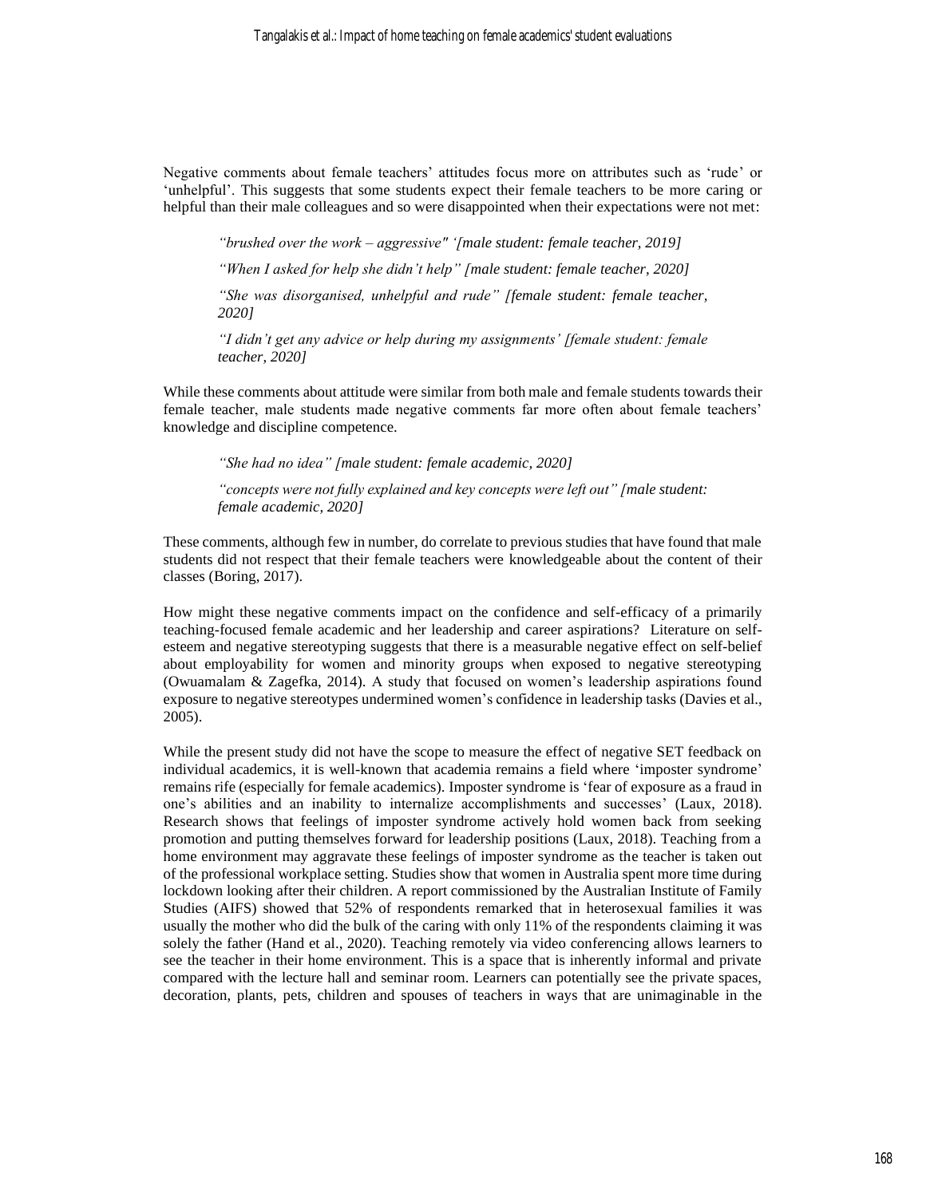Negative comments about female teachers' attitudes focus more on attributes such as 'rude' or 'unhelpful'. This suggests that some students expect their female teachers to be more caring or helpful than their male colleagues and so were disappointed when their expectations were not met:

> *"brushed over the work – aggressive" '[male student: female teacher, 2019]*
>
> *"When I asked for help she didn't help" [male student: female teacher, 2020]*
>
> *"She was disorganised, unhelpful and rude" [female student: female teacher, 2020]*
>
> *"I didn't get any advice or help during my assignments' [female student: female teacher, 2020]*

While these comments about attitude were similar from both male and female students towards their female teacher, male students made negative comments far more often about female teachers' knowledge and discipline competence.

> *"She had no idea" [male student: female academic, 2020]*
>
> *"concepts were not fully explained and key concepts were left out" [male student: female academic, 2020]*

These comments, although few in number, do correlate to previous studies that have found that male students did not respect that their female teachers were knowledgeable about the content of their classes (Boring, 2017).

How might these negative comments impact on the confidence and self-efficacy of a primarily teaching-focused female academic and her leadership and career aspirations? Literature on self-esteem and negative stereotyping suggests that there is a measurable negative effect on self-belief about employability for women and minority groups when exposed to negative stereotyping (Owuamalam & Zagefka, 2014). A study that focused on women's leadership aspirations found exposure to negative stereotypes undermined women's confidence in leadership tasks (Davies et al., 2005).

While the present study did not have the scope to measure the effect of negative SET feedback on individual academics, it is well-known that academia remains a field where 'imposter syndrome' remains rife (especially for female academics). Imposter syndrome is 'fear of exposure as a fraud in one's abilities and an inability to internalize accomplishments and successes' (Laux, 2018). Research shows that feelings of imposter syndrome actively hold women back from seeking promotion and putting themselves forward for leadership positions (Laux, 2018). Teaching from a home environment may aggravate these feelings of imposter syndrome as the teacher is taken out of the professional workplace setting. Studies show that women in Australia spent more time during lockdown looking after their children. A report commissioned by the Australian Institute of Family Studies (AIFS) showed that 52% of respondents remarked that in heterosexual families it was usually the mother who did the bulk of the caring with only 11% of the respondents claiming it was solely the father (Hand et al., 2020). Teaching remotely via video conferencing allows learners to see the teacher in their home environment. This is a space that is inherently informal and private compared with the lecture hall and seminar room. Learners can potentially see the private spaces, decoration, plants, pets, children and spouses of teachers in ways that are unimaginable in the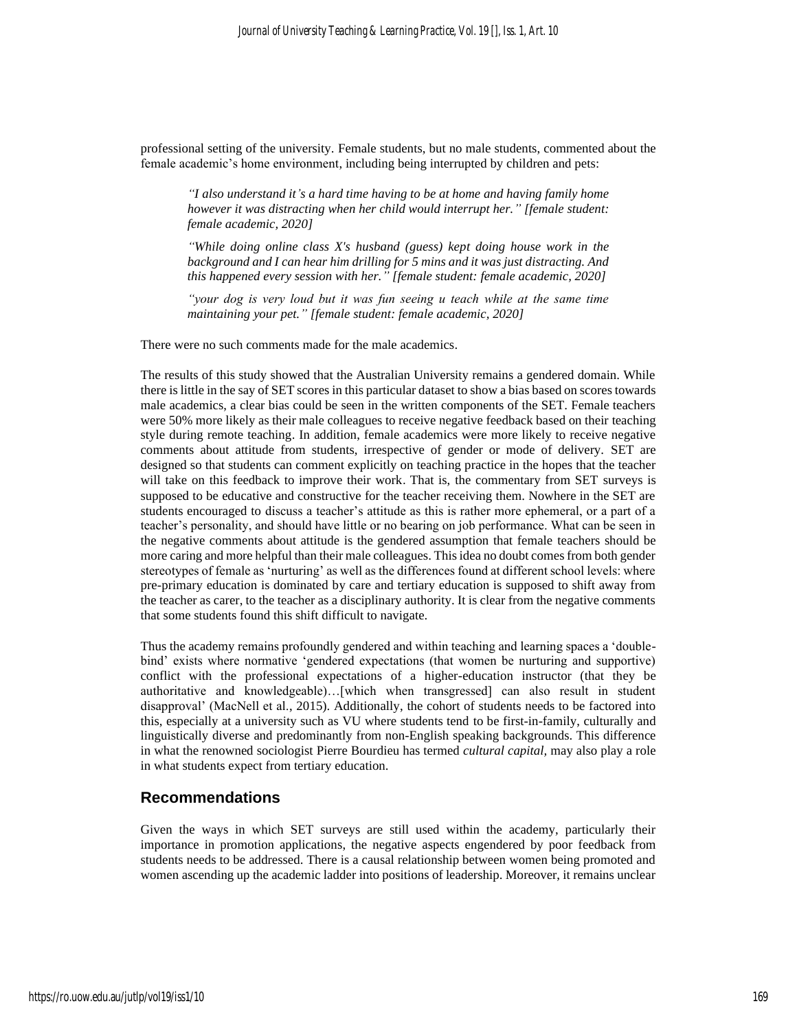professional setting of the university. Female students, but no male students, commented about the female academic's home environment, including being interrupted by children and pets:

> *"I also understand it's a hard time having to be at home and having family home however it was distracting when her child would interrupt her." [female student: female academic, 2020]*
>
> *"While doing online class X's husband (guess) kept doing house work in the background and I can hear him drilling for 5 mins and it was just distracting. And this happened every session with her." [female student: female academic, 2020]*
>
> *"your dog is very loud but it was fun seeing u teach while at the same time maintaining your pet." [female student: female academic, 2020]*

There were no such comments made for the male academics.

The results of this study showed that the Australian University remains a gendered domain. While there is little in the say of SET scores in this particular dataset to show a bias based on scores towards male academics, a clear bias could be seen in the written components of the SET. Female teachers were 50% more likely as their male colleagues to receive negative feedback based on their teaching style during remote teaching. In addition, female academics were more likely to receive negative comments about attitude from students, irrespective of gender or mode of delivery. SET are designed so that students can comment explicitly on teaching practice in the hopes that the teacher will take on this feedback to improve their work. That is, the commentary from SET surveys is supposed to be educative and constructive for the teacher receiving them. Nowhere in the SET are students encouraged to discuss a teacher's attitude as this is rather more ephemeral, or a part of a teacher's personality, and should have little or no bearing on job performance. What can be seen in the negative comments about attitude is the gendered assumption that female teachers should be more caring and more helpful than their male colleagues. This idea no doubt comes from both gender stereotypes of female as 'nurturing' as well as the differences found at different school levels: where pre-primary education is dominated by care and tertiary education is supposed to shift away from the teacher as carer, to the teacher as a disciplinary authority. It is clear from the negative comments that some students found this shift difficult to navigate.

Thus the academy remains profoundly gendered and within teaching and learning spaces a 'double-bind' exists where normative 'gendered expectations (that women be nurturing and supportive) conflict with the professional expectations of a higher-education instructor (that they be authoritative and knowledgeable)…[which when transgressed] can also result in student disapproval' (MacNell et al., 2015). Additionally, the cohort of students needs to be factored into this, especially at a university such as VU where students tend to be first-in-family, culturally and linguistically diverse and predominantly from non-English speaking backgrounds. This difference in what the renowned sociologist Pierre Bourdieu has termed *cultural capital,* may also play a role in what students expect from tertiary education.

## Recommendations

Given the ways in which SET surveys are still used within the academy, particularly their importance in promotion applications, the negative aspects engendered by poor feedback from students needs to be addressed. There is a causal relationship between women being promoted and women ascending up the academic ladder into positions of leadership. Moreover, it remains unclear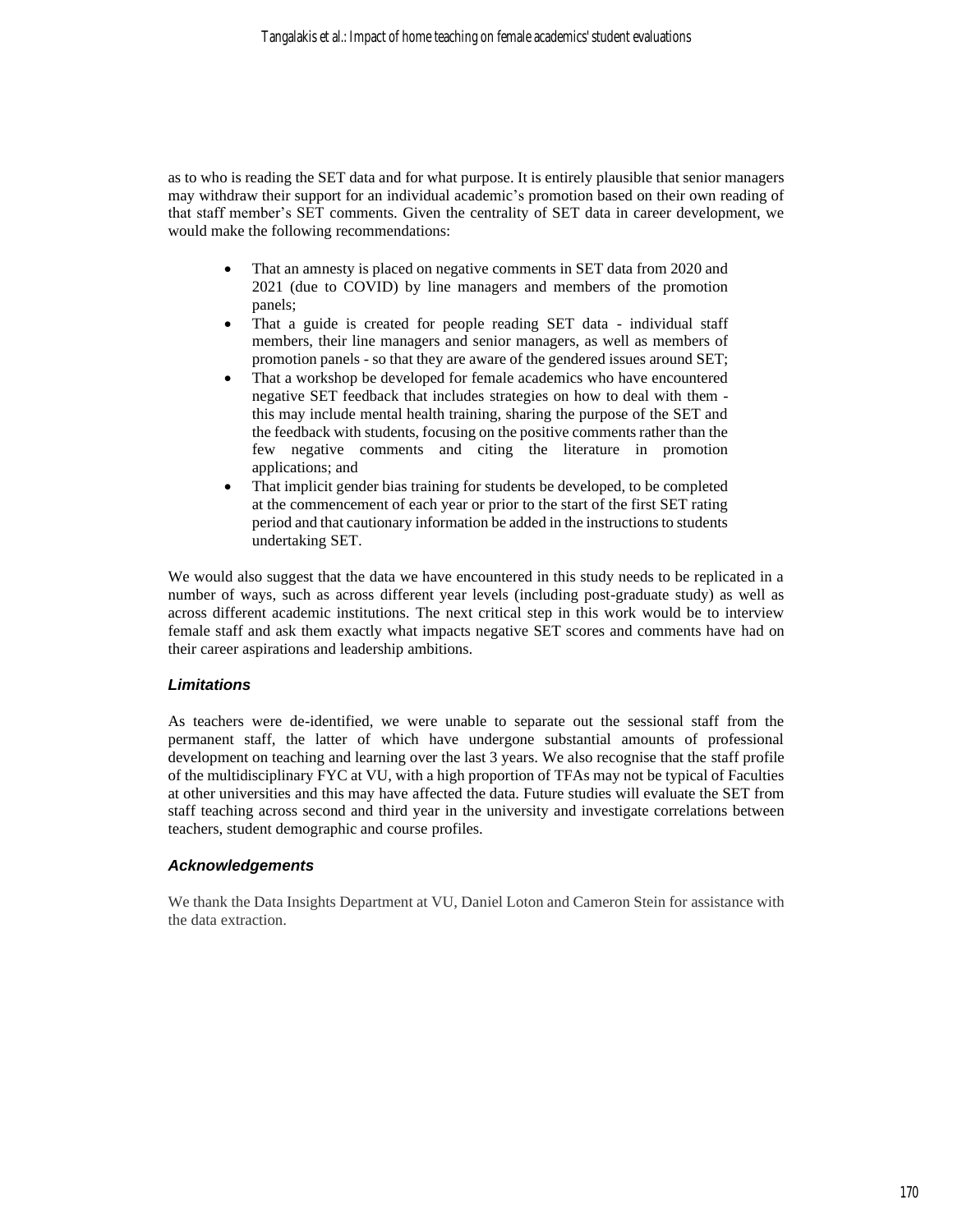as to who is reading the SET data and for what purpose. It is entirely plausible that senior managers may withdraw their support for an individual academic's promotion based on their own reading of that staff member's SET comments. Given the centrality of SET data in career development, we would make the following recommendations:

- That an amnesty is placed on negative comments in SET data from 2020 and 2021 (due to COVID) by line managers and members of the promotion panels;
- That a guide is created for people reading SET data - individual staff members, their line managers and senior managers, as well as members of promotion panels - so that they are aware of the gendered issues around SET;
- That a workshop be developed for female academics who have encountered negative SET feedback that includes strategies on how to deal with them - this may include mental health training, sharing the purpose of the SET and the feedback with students, focusing on the positive comments rather than the few negative comments and citing the literature in promotion applications; and
- That implicit gender bias training for students be developed, to be completed at the commencement of each year or prior to the start of the first SET rating period and that cautionary information be added in the instructions to students undertaking SET.

We would also suggest that the data we have encountered in this study needs to be replicated in a number of ways, such as across different year levels (including post-graduate study) as well as across different academic institutions. The next critical step in this work would be to interview female staff and ask them exactly what impacts negative SET scores and comments have had on their career aspirations and leadership ambitions.

### *Limitations*

As teachers were de-identified, we were unable to separate out the sessional staff from the permanent staff, the latter of which have undergone substantial amounts of professional development on teaching and learning over the last 3 years. We also recognise that the staff profile of the multidisciplinary FYC at VU, with a high proportion of TFAs may not be typical of Faculties at other universities and this may have affected the data. Future studies will evaluate the SET from staff teaching across second and third year in the university and investigate correlations between teachers, student demographic and course profiles.

### *Acknowledgements*

We thank the Data Insights Department at VU, Daniel Loton and Cameron Stein for assistance with the data extraction.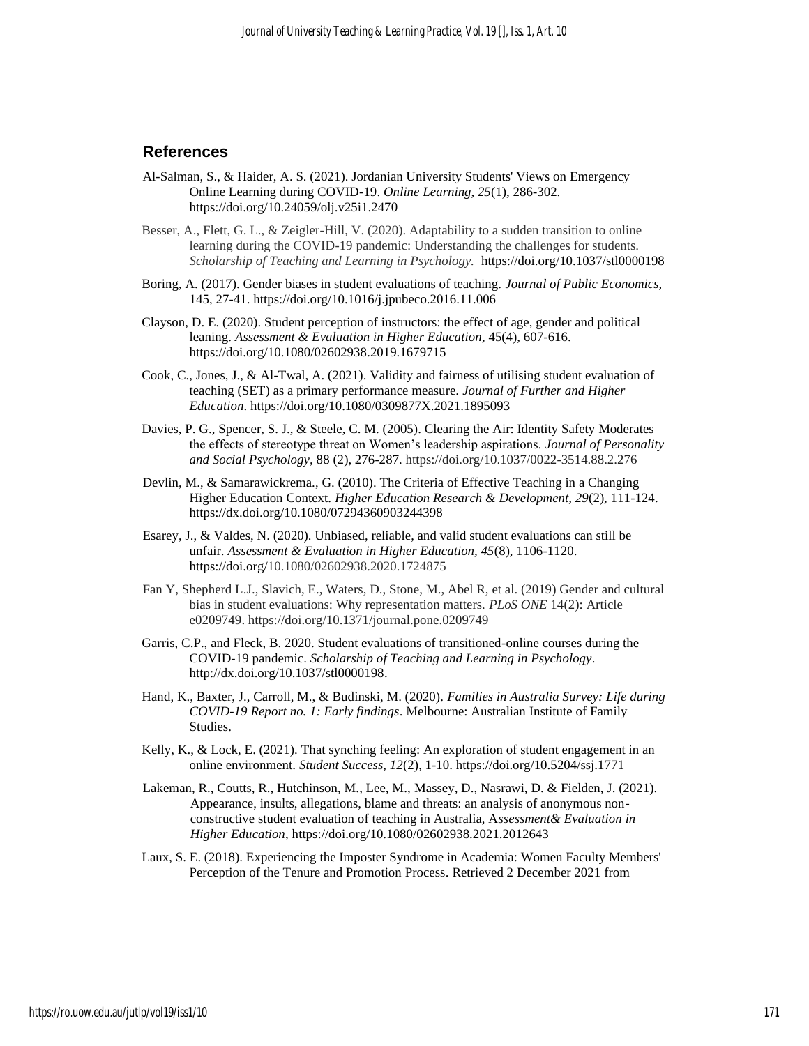## References

Al-Salman, S., & Haider, A. S. (2021). Jordanian University Students' Views on Emergency Online Learning during COVID-19. *Online Learning, 25*(1), 286-302. https://doi.org/10.24059/olj.v25i1.2470

Besser, A., Flett, G. L., & Zeigler-Hill, V. (2020). Adaptability to a sudden transition to online learning during the COVID-19 pandemic: Understanding the challenges for students. *Scholarship of Teaching and Learning in Psychology.* https://doi.org/10.1037/stl0000198

Boring, A. (2017). Gender biases in student evaluations of teaching. *Journal of Public Economics,* 145, 27-41. https://doi.org/10.1016/j.jpubeco.2016.11.006

Clayson, D. E. (2020). Student perception of instructors: the effect of age, gender and political leaning. *Assessment & Evaluation in Higher Education*, 45(4), 607-616. https://doi.org/10.1080/02602938.2019.1679715

Cook, C., Jones, J., & Al-Twal, A. (2021). Validity and fairness of utilising student evaluation of teaching (SET) as a primary performance measure. *Journal of Further and Higher Education*. https://doi.org/10.1080/0309877X.2021.1895093

Davies, P. G., Spencer, S. J., & Steele, C. M. (2005). Clearing the Air: Identity Safety Moderates the effects of stereotype threat on Women's leadership aspirations. *Journal of Personality and Social Psychology,* 88 (2), 276-287. https://doi.org/10.1037/0022-3514.88.2.276

Devlin, M., & Samarawickrema., G. (2010). The Criteria of Effective Teaching in a Changing Higher Education Context. *Higher Education Research & Development, 29*(2), 111-124. https://dx.doi.org/10.1080/07294360903244398

Esarey, J., & Valdes, N. (2020). Unbiased, reliable, and valid student evaluations can still be unfair. *Assessment & Evaluation in Higher Education, 45*(8), 1106-1120. https://doi.org/10.1080/02602938.2020.1724875

Fan Y, Shepherd L.J., Slavich, E., Waters, D., Stone, M., Abel R, et al. (2019) Gender and cultural bias in student evaluations: Why representation matters. *PLoS ONE* 14(2): Article e0209749. https://doi.org/10.1371/journal.pone.0209749

Garris, C.P., and Fleck, B. 2020. Student evaluations of transitioned-online courses during the COVID-19 pandemic. *Scholarship of Teaching and Learning in Psychology*. http://dx.doi.org/10.1037/stl0000198.

Hand, K., Baxter, J., Carroll, M., & Budinski, M. (2020). *Families in Australia Survey: Life during COVID-19 Report no. 1: Early findings*. Melbourne: Australian Institute of Family Studies.

Kelly, K., & Lock, E. (2021). That synching feeling: An exploration of student engagement in an online environment. *Student Success, 12*(2), 1-10. https://doi.org/10.5204/ssj.1771

Lakeman, R., Coutts, R., Hutchinson, M., Lee, M., Massey, D., Nasrawi, D. & Fielden, J. (2021). Appearance, insults, allegations, blame and threats: an analysis of anonymous non-constructive student evaluation of teaching in Australia, A*ssessment& Evaluation in Higher Education*, https://doi.org/10.1080/02602938.2021.2012643

Laux, S. E. (2018). Experiencing the Imposter Syndrome in Academia: Women Faculty Members' Perception of the Tenure and Promotion Process. Retrieved 2 December 2021 from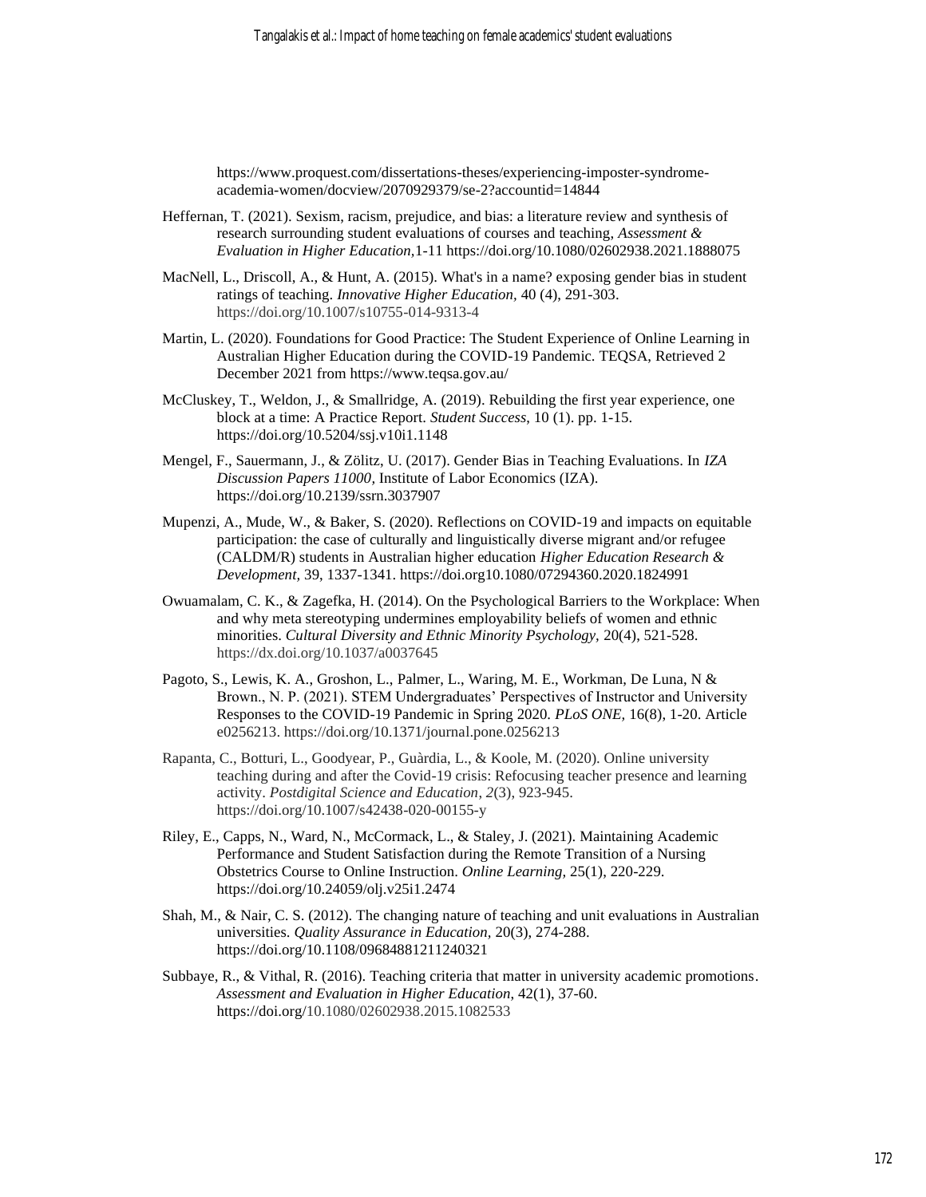https://www.proquest.com/dissertations-theses/experiencing-imposter-syndrome-academia-women/docview/2070929379/se-2?accountid=14844

Heffernan, T. (2021). Sexism, racism, prejudice, and bias: a literature review and synthesis of research surrounding student evaluations of courses and teaching, *Assessment & Evaluation in Higher Education*,1-11 https://doi.org/10.1080/02602938.2021.1888075

MacNell, L., Driscoll, A., & Hunt, A. (2015). What's in a name? exposing gender bias in student ratings of teaching. *Innovative Higher Education*, 40 (4), 291-303. https://doi.org/10.1007/s10755-014-9313-4

Martin, L. (2020). Foundations for Good Practice: The Student Experience of Online Learning in Australian Higher Education during the COVID-19 Pandemic. TEQSA, Retrieved 2 December 2021 from https://www.teqsa.gov.au/

McCluskey, T., Weldon, J., & Smallridge, A. (2019). Rebuilding the first year experience, one block at a time: A Practice Report. *Student Success*, 10 (1). pp. 1-15. https://doi.org/10.5204/ssj.v10i1.1148

Mengel, F., Sauermann, J., & Zölitz, U. (2017). Gender Bias in Teaching Evaluations. In *IZA Discussion Papers 11000*, Institute of Labor Economics (IZA). https://doi.org/10.2139/ssrn.3037907

Mupenzi, A., Mude, W., & Baker, S. (2020). Reflections on COVID-19 and impacts on equitable participation: the case of culturally and linguistically diverse migrant and/or refugee (CALDM/R) students in Australian higher education *Higher Education Research & Development*, 39, 1337-1341. https://doi.org10.1080/07294360.2020.1824991

Owuamalam, C. K., & Zagefka, H. (2014). On the Psychological Barriers to the Workplace: When and why meta stereotyping undermines employability beliefs of women and ethnic minorities. *Cultural Diversity and Ethnic Minority Psychology*, 20(4), 521-528. https://dx.doi.org/10.1037/a0037645

Pagoto, S., Lewis, K. A., Groshon, L., Palmer, L., Waring, M. E., Workman, De Luna, N & Brown., N. P. (2021). STEM Undergraduates' Perspectives of Instructor and University Responses to the COVID-19 Pandemic in Spring 2020. *PLoS ONE*, 16(8), 1-20. Article e0256213. https://doi.org/10.1371/journal.pone.0256213

Rapanta, C., Botturi, L., Goodyear, P., Guàrdia, L., & Koole, M. (2020). Online university teaching during and after the Covid-19 crisis: Refocusing teacher presence and learning activity. *Postdigital Science and Education*, *2*(3), 923-945. https://doi.org/10.1007/s42438-020-00155-y

Riley, E., Capps, N., Ward, N., McCormack, L., & Staley, J. (2021). Maintaining Academic Performance and Student Satisfaction during the Remote Transition of a Nursing Obstetrics Course to Online Instruction. *Online Learning*, 25(1), 220-229. https://doi.org/10.24059/olj.v25i1.2474

Shah, M., & Nair, C. S. (2012). The changing nature of teaching and unit evaluations in Australian universities. *Quality Assurance in Education*, 20(3), 274-288. https://doi.org/10.1108/09684881211240321

Subbaye, R., & Vithal, R. (2016). Teaching criteria that matter in university academic promotions. *Assessment and Evaluation in Higher Education*, 42(1), 37-60. https://doi.org/10.1080/02602938.2015.1082533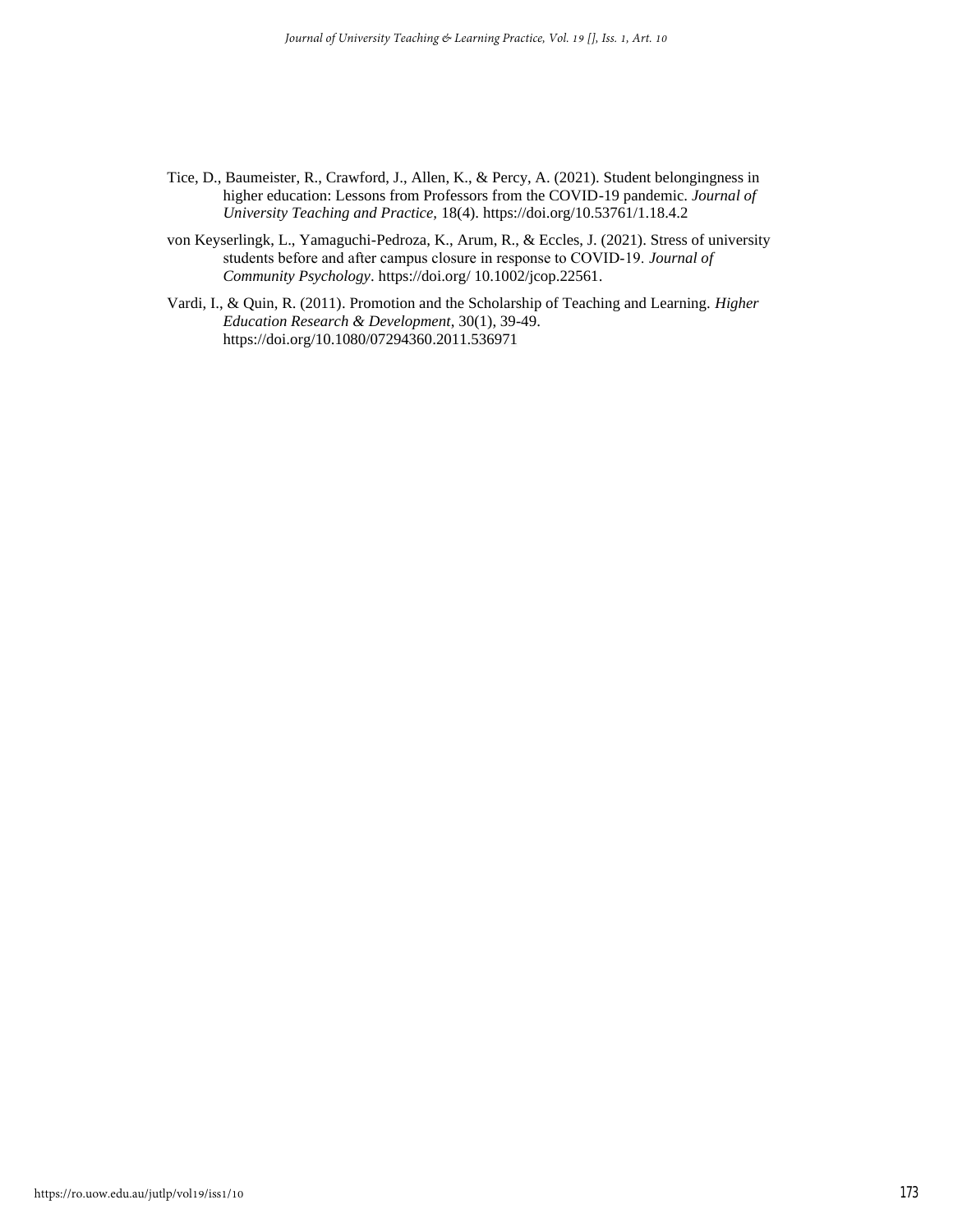Tice, D., Baumeister, R., Crawford, J., Allen, K., & Percy, A. (2021). Student belongingness in higher education: Lessons from Professors from the COVID-19 pandemic. *Journal of University Teaching and Practice*, 18(4). https://doi.org/10.53761/1.18.4.2

von Keyserlingk, L., Yamaguchi-Pedroza, K., Arum, R., & Eccles, J. (2021). Stress of university students before and after campus closure in response to COVID-19. *Journal of Community Psychology*. https://doi.org/ 10.1002/jcop.22561.

Vardi, I., & Quin, R. (2011). Promotion and the Scholarship of Teaching and Learning. *Higher Education Research & Development*, 30(1), 39-49. https://doi.org/10.1080/07294360.2011.536971